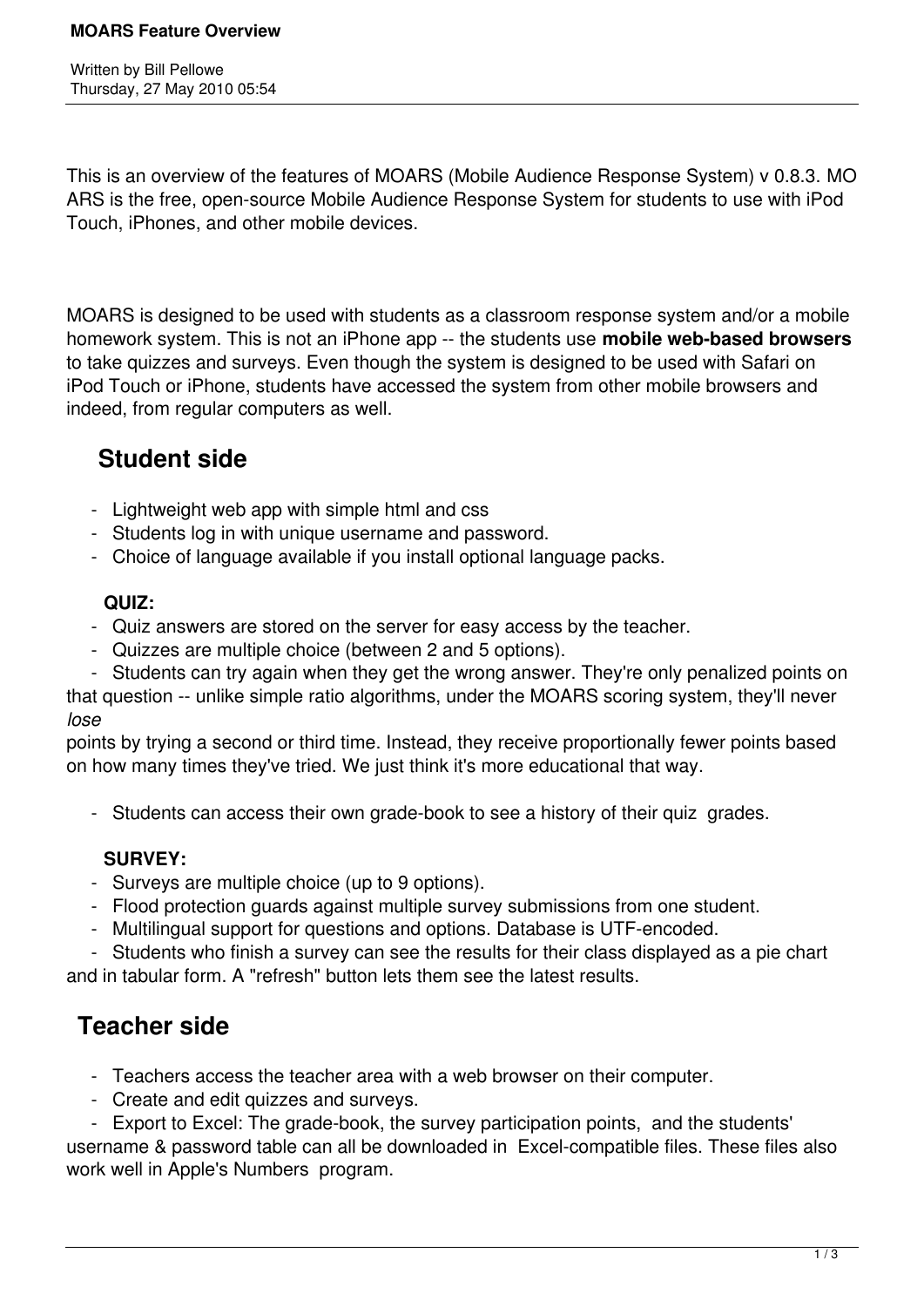# MOARS Feature Overview

Written by Bill Pellowe
Thursday, 27 May 2010 05:54

This is an overview of the features of MOARS (Mobile Audience Response System) v 0.8.3. MOARS is the free, open-source Mobile Audience Response System for students to use with iPod Touch, iPhones, and other mobile devices.

MOARS is designed to be used with students as a classroom response system and/or a mobile homework system. This is not an iPhone app -- the students use **mobile web-based browsers** to take quizzes and surveys. Even though the system is designed to be used with Safari on iPod Touch or iPhone, students have accessed the system from other mobile browsers and indeed, from regular computers as well.

## Student side

- Lightweight web app with simple html and css
- Students log in with unique username and password.
- Choice of language available if you install optional language packs.

**QUIZ:**

- Quiz answers are stored on the server for easy access by the teacher.
- Quizzes are multiple choice (between 2 and 5 options).
- Students can try again when they get the wrong answer. They're only penalized points on that question -- unlike simple ratio algorithms, under the MOARS scoring system, they'll never *lose* points by trying a second or third time. Instead, they receive proportionally fewer points based on how many times they've tried. We just think it's more educational that way.
- Students can access their own grade-book to see a history of their quiz grades.

**SURVEY:**

- Surveys are multiple choice (up to 9 options).
- Flood protection guards against multiple survey submissions from one student.
- Multilingual support for questions and options. Database is UTF-encoded.
- Students who finish a survey can see the results for their class displayed as a pie chart and in tabular form. A "refresh" button lets them see the latest results.

## Teacher side

- Teachers access the teacher area with a web browser on their computer.
- Create and edit quizzes and surveys.
- Export to Excel: The grade-book, the survey participation points, and the students' username & password table can all be downloaded in Excel-compatible files. These files also work well in Apple's Numbers program.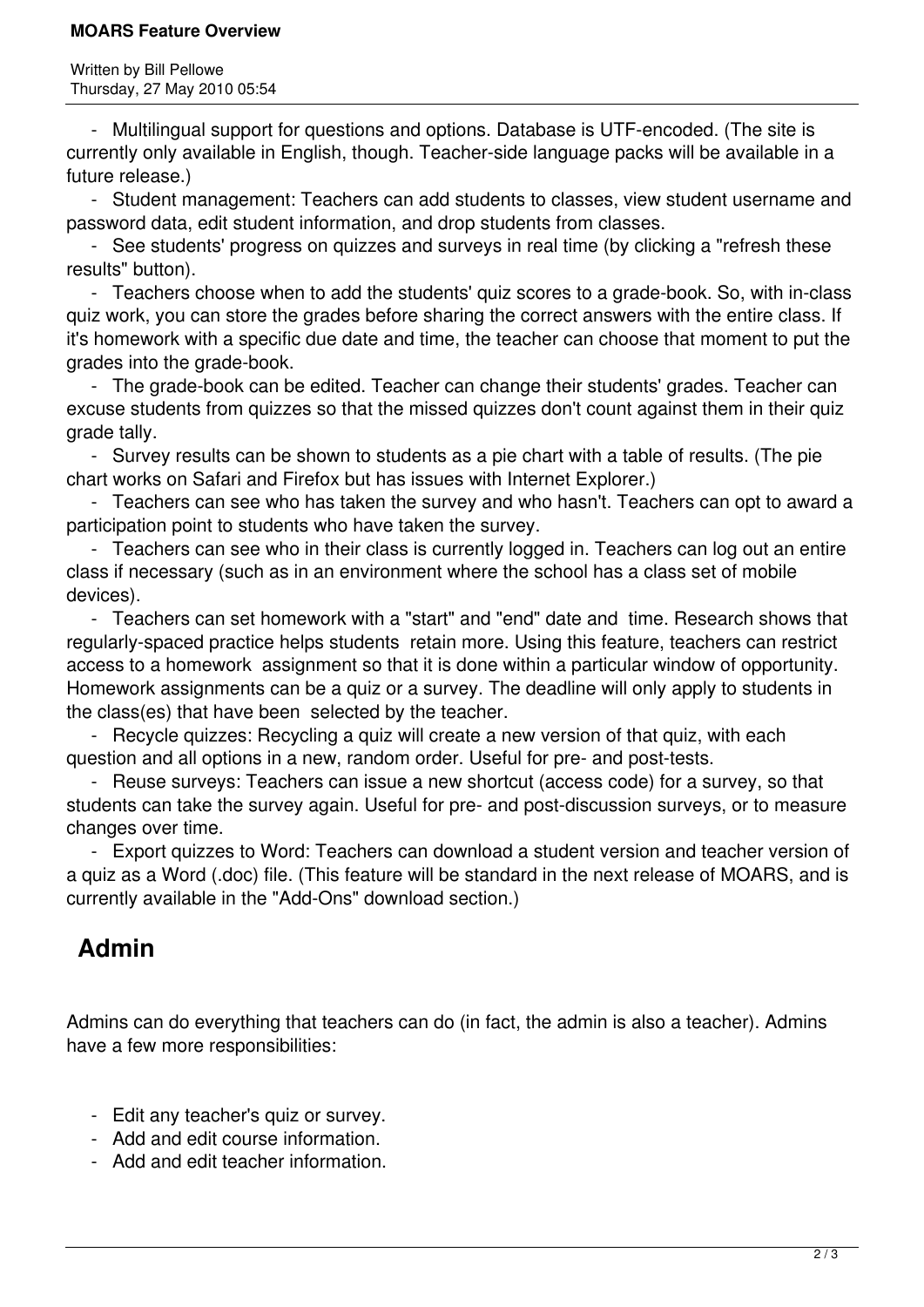- Multilingual support for questions and options. Database is UTF-encoded. (The site is currently only available in English, though. Teacher-side language packs will be available in a future release.)
- Student management: Teachers can add students to classes, view student username and password data, edit student information, and drop students from classes.
- See students' progress on quizzes and surveys in real time (by clicking a "refresh these results" button).
- Teachers choose when to add the students' quiz scores to a grade-book. So, with in-class quiz work, you can store the grades before sharing the correct answers with the entire class. If it's homework with a specific due date and time, the teacher can choose that moment to put the grades into the grade-book.
- The grade-book can be edited. Teacher can change their students' grades. Teacher can excuse students from quizzes so that the missed quizzes don't count against them in their quiz grade tally.
- Survey results can be shown to students as a pie chart with a table of results. (The pie chart works on Safari and Firefox but has issues with Internet Explorer.)
- Teachers can see who has taken the survey and who hasn't. Teachers can opt to award a participation point to students who have taken the survey.
- Teachers can see who in their class is currently logged in. Teachers can log out an entire class if necessary (such as in an environment where the school has a class set of mobile devices).
- Teachers can set homework with a "start" and "end" date and time. Research shows that regularly-spaced practice helps students retain more. Using this feature, teachers can restrict access to a homework assignment so that it is done within a particular window of opportunity. Homework assignments can be a quiz or a survey. The deadline will only apply to students in the class(es) that have been selected by the teacher.
- Recycle quizzes: Recycling a quiz will create a new version of that quiz, with each question and all options in a new, random order. Useful for pre- and post-tests.
- Reuse surveys: Teachers can issue a new shortcut (access code) for a survey, so that students can take the survey again. Useful for pre- and post-discussion surveys, or to measure changes over time.
- Export quizzes to Word: Teachers can download a student version and teacher version of a quiz as a Word (.doc) file. (This feature will be standard in the next release of MOARS, and is currently available in the "Add-Ons" download section.)

## Admin

Admins can do everything that teachers can do (in fact, the admin is also a teacher). Admins have a few more responsibilities:

- Edit any teacher's quiz or survey.
- Add and edit course information.
- Add and edit teacher information.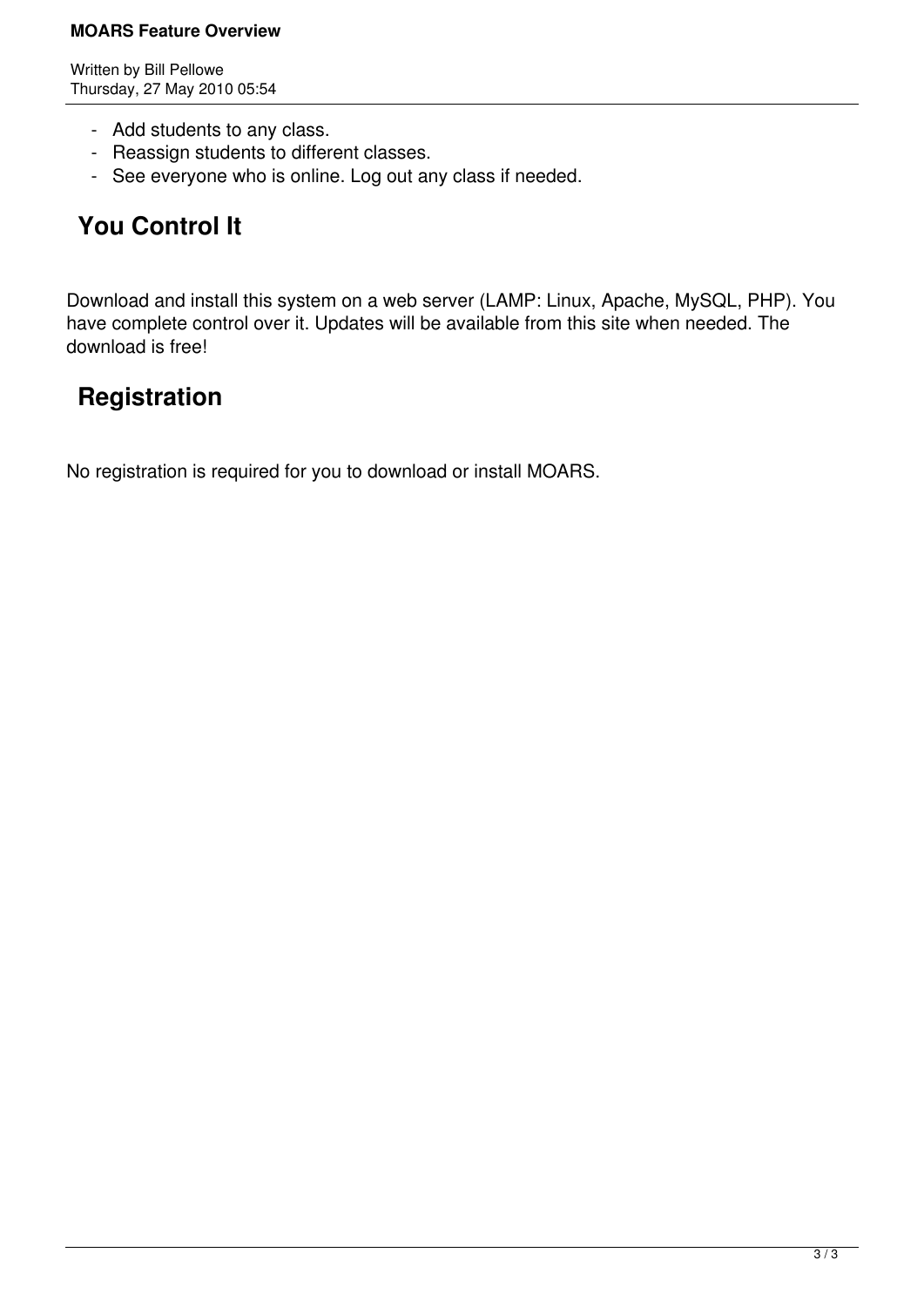- Add students to any class.
- Reassign students to different classes.
- See everyone who is online. Log out any class if needed.

## You Control It

Download and install this system on a web server (LAMP: Linux, Apache, MySQL, PHP). You have complete control over it. Updates will be available from this site when needed. The download is free!

## Registration

No registration is required for you to download or install MOARS.